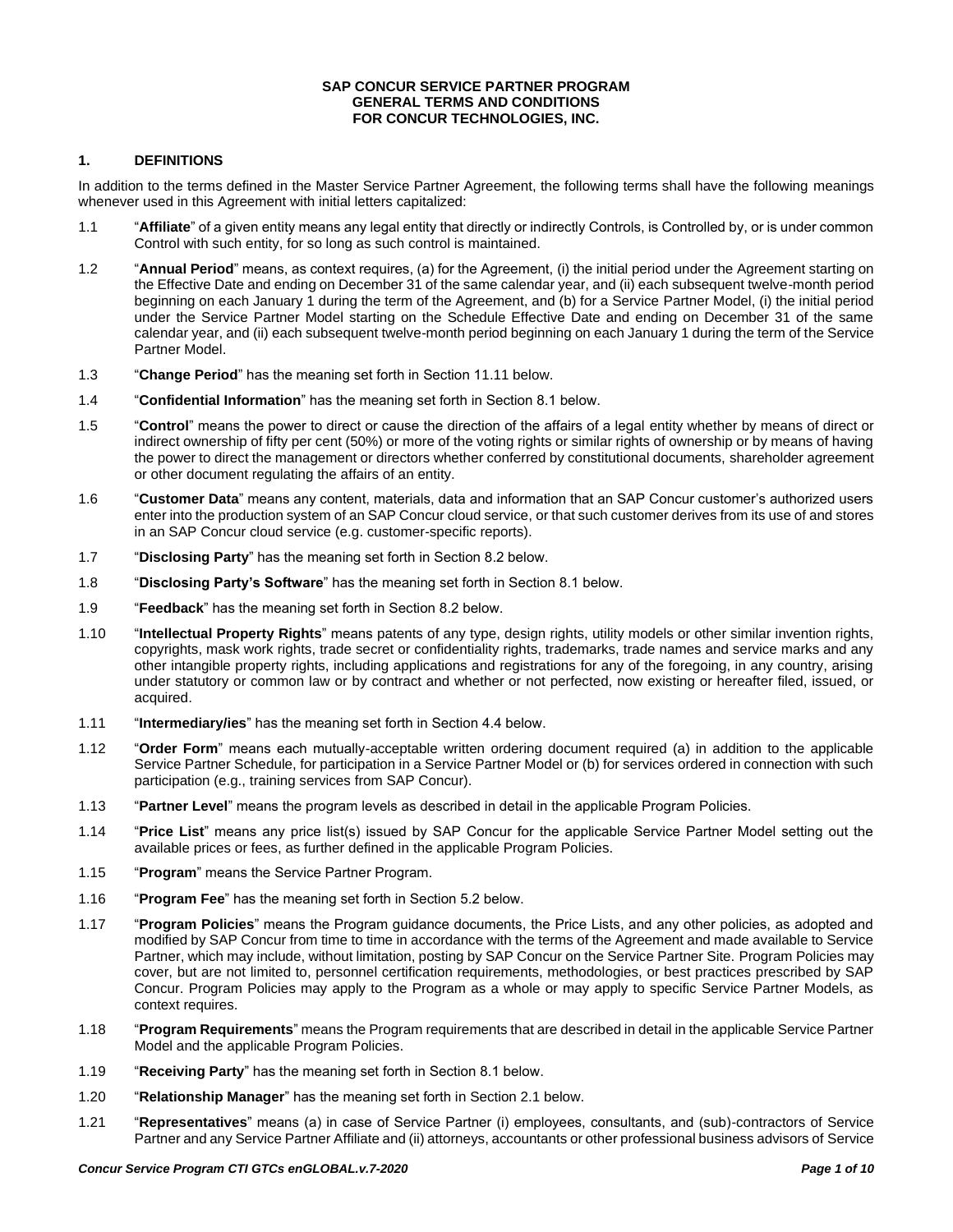**SAP CONCUR SERVICE PARTNER PROGRAM**
**GENERAL TERMS AND CONDITIONS**
**FOR CONCUR TECHNOLOGIES, INC.**

## 1. DEFINITIONS

In addition to the terms defined in the Master Service Partner Agreement, the following terms shall have the following meanings whenever used in this Agreement with initial letters capitalized:

1.1 "**Affiliate**" of a given entity means any legal entity that directly or indirectly Controls, is Controlled by, or is under common Control with such entity, for so long as such control is maintained.

1.2 "**Annual Period**" means, as context requires, (a) for the Agreement, (i) the initial period under the Agreement starting on the Effective Date and ending on December 31 of the same calendar year, and (ii) each subsequent twelve-month period beginning on each January 1 during the term of the Agreement, and (b) for a Service Partner Model, (i) the initial period under the Service Partner Model starting on the Schedule Effective Date and ending on December 31 of the same calendar year, and (ii) each subsequent twelve-month period beginning on each January 1 during the term of the Service Partner Model.

1.3 "**Change Period**" has the meaning set forth in Section 11.11 below.

1.4 "**Confidential Information**" has the meaning set forth in Section 8.1 below.

1.5 "**Control**" means the power to direct or cause the direction of the affairs of a legal entity whether by means of direct or indirect ownership of fifty per cent (50%) or more of the voting rights or similar rights of ownership or by means of having the power to direct the management or directors whether conferred by constitutional documents, shareholder agreement or other document regulating the affairs of an entity.

1.6 "**Customer Data**" means any content, materials, data and information that an SAP Concur customer's authorized users enter into the production system of an SAP Concur cloud service, or that such customer derives from its use of and stores in an SAP Concur cloud service (e.g. customer-specific reports).

1.7 "**Disclosing Party**" has the meaning set forth in Section 8.2 below.

1.8 "**Disclosing Party's Software**" has the meaning set forth in Section 8.1 below.

1.9 "**Feedback**" has the meaning set forth in Section 8.2 below.

1.10 "**Intellectual Property Rights**" means patents of any type, design rights, utility models or other similar invention rights, copyrights, mask work rights, trade secret or confidentiality rights, trademarks, trade names and service marks and any other intangible property rights, including applications and registrations for any of the foregoing, in any country, arising under statutory or common law or by contract and whether or not perfected, now existing or hereafter filed, issued, or acquired.

1.11 "**Intermediary/ies**" has the meaning set forth in Section 4.4 below.

1.12 "**Order Form**" means each mutually-acceptable written ordering document required (a) in addition to the applicable Service Partner Schedule, for participation in a Service Partner Model or (b) for services ordered in connection with such participation (e.g., training services from SAP Concur).

1.13 "**Partner Level**" means the program levels as described in detail in the applicable Program Policies.

1.14 "**Price List**" means any price list(s) issued by SAP Concur for the applicable Service Partner Model setting out the available prices or fees, as further defined in the applicable Program Policies.

1.15 "**Program**" means the Service Partner Program.

1.16 "**Program Fee**" has the meaning set forth in Section 5.2 below.

1.17 "**Program Policies**" means the Program guidance documents, the Price Lists, and any other policies, as adopted and modified by SAP Concur from time to time in accordance with the terms of the Agreement and made available to Service Partner, which may include, without limitation, posting by SAP Concur on the Service Partner Site. Program Policies may cover, but are not limited to, personnel certification requirements, methodologies, or best practices prescribed by SAP Concur. Program Policies may apply to the Program as a whole or may apply to specific Service Partner Models, as context requires.

1.18 "**Program Requirements**" means the Program requirements that are described in detail in the applicable Service Partner Model and the applicable Program Policies.

1.19 "**Receiving Party**" has the meaning set forth in Section 8.1 below.

1.20 "**Relationship Manager**" has the meaning set forth in Section 2.1 below.

1.21 "**Representatives**" means (a) in case of Service Partner (i) employees, consultants, and (sub)-contractors of Service Partner and any Service Partner Affiliate and (ii) attorneys, accountants or other professional business advisors of Service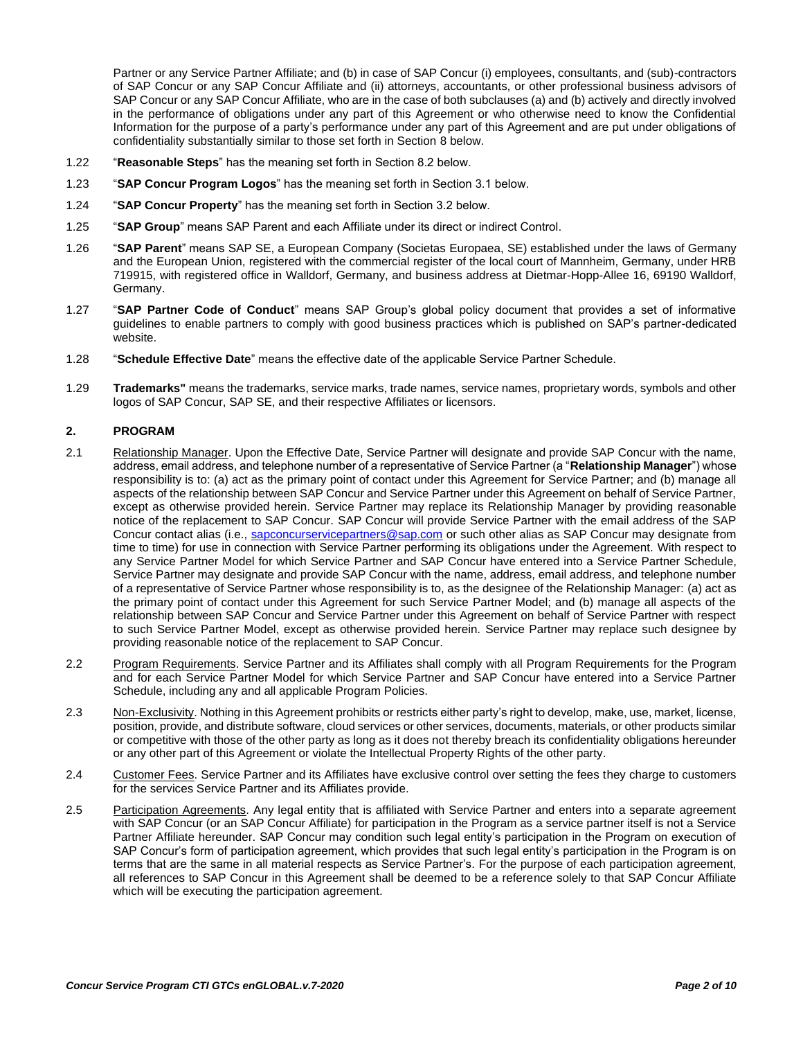Partner or any Service Partner Affiliate; and (b) in case of SAP Concur (i) employees, consultants, and (sub)-contractors of SAP Concur or any SAP Concur Affiliate and (ii) attorneys, accountants, or other professional business advisors of SAP Concur or any SAP Concur Affiliate, who are in the case of both subclauses (a) and (b) actively and directly involved in the performance of obligations under any part of this Agreement or who otherwise need to know the Confidential Information for the purpose of a party's performance under any part of this Agreement and are put under obligations of confidentiality substantially similar to those set forth in Section 8 below.

1.22 "**Reasonable Steps**" has the meaning set forth in Section 8.2 below.

1.23 "**SAP Concur Program Logos**" has the meaning set forth in Section 3.1 below.

1.24 "**SAP Concur Property**" has the meaning set forth in Section 3.2 below.

1.25 "**SAP Group**" means SAP Parent and each Affiliate under its direct or indirect Control.

1.26 "**SAP Parent**" means SAP SE, a European Company (Societas Europaea, SE) established under the laws of Germany and the European Union, registered with the commercial register of the local court of Mannheim, Germany, under HRB 719915, with registered office in Walldorf, Germany, and business address at Dietmar-Hopp-Allee 16, 69190 Walldorf, Germany.

1.27 "**SAP Partner Code of Conduct**" means SAP Group's global policy document that provides a set of informative guidelines to enable partners to comply with good business practices which is published on SAP's partner-dedicated website.

1.28 "**Schedule Effective Date**" means the effective date of the applicable Service Partner Schedule.

1.29 **Trademarks"** means the trademarks, service marks, trade names, service names, proprietary words, symbols and other logos of SAP Concur, SAP SE, and their respective Affiliates or licensors.

## 2. PROGRAM

2.1 Relationship Manager. Upon the Effective Date, Service Partner will designate and provide SAP Concur with the name, address, email address, and telephone number of a representative of Service Partner (a "**Relationship Manager**") whose responsibility is to: (a) act as the primary point of contact under this Agreement for Service Partner; and (b) manage all aspects of the relationship between SAP Concur and Service Partner under this Agreement on behalf of Service Partner, except as otherwise provided herein. Service Partner may replace its Relationship Manager by providing reasonable notice of the replacement to SAP Concur. SAP Concur will provide Service Partner with the email address of the SAP Concur contact alias (i.e., sapconcurservicepartners@sap.com or such other alias as SAP Concur may designate from time to time) for use in connection with Service Partner performing its obligations under the Agreement. With respect to any Service Partner Model for which Service Partner and SAP Concur have entered into a Service Partner Schedule, Service Partner may designate and provide SAP Concur with the name, address, email address, and telephone number of a representative of Service Partner whose responsibility is to, as the designee of the Relationship Manager: (a) act as the primary point of contact under this Agreement for such Service Partner Model; and (b) manage all aspects of the relationship between SAP Concur and Service Partner under this Agreement on behalf of Service Partner with respect to such Service Partner Model, except as otherwise provided herein. Service Partner may replace such designee by providing reasonable notice of the replacement to SAP Concur.

2.2 Program Requirements. Service Partner and its Affiliates shall comply with all Program Requirements for the Program and for each Service Partner Model for which Service Partner and SAP Concur have entered into a Service Partner Schedule, including any and all applicable Program Policies.

2.3 Non-Exclusivity. Nothing in this Agreement prohibits or restricts either party's right to develop, make, use, market, license, position, provide, and distribute software, cloud services or other services, documents, materials, or other products similar or competitive with those of the other party as long as it does not thereby breach its confidentiality obligations hereunder or any other part of this Agreement or violate the Intellectual Property Rights of the other party.

2.4 Customer Fees. Service Partner and its Affiliates have exclusive control over setting the fees they charge to customers for the services Service Partner and its Affiliates provide.

2.5 Participation Agreements. Any legal entity that is affiliated with Service Partner and enters into a separate agreement with SAP Concur (or an SAP Concur Affiliate) for participation in the Program as a service partner itself is not a Service Partner Affiliate hereunder. SAP Concur may condition such legal entity's participation in the Program on execution of SAP Concur's form of participation agreement, which provides that such legal entity's participation in the Program is on terms that are the same in all material respects as Service Partner's. For the purpose of each participation agreement, all references to SAP Concur in this Agreement shall be deemed to be a reference solely to that SAP Concur Affiliate which will be executing the participation agreement.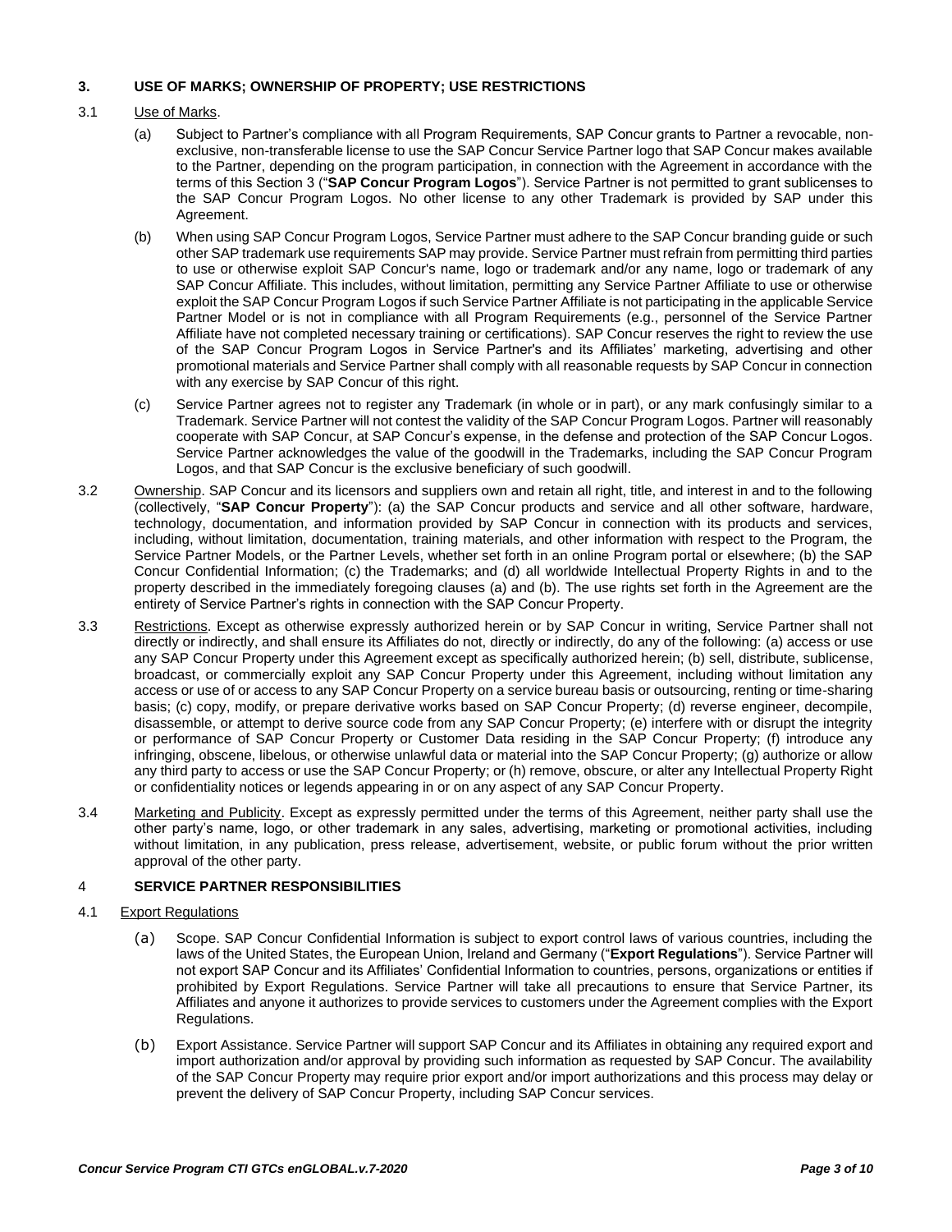## 3. USE OF MARKS; OWNERSHIP OF PROPERTY; USE RESTRICTIONS

3.1 Use of Marks.

(a) Subject to Partner's compliance with all Program Requirements, SAP Concur grants to Partner a revocable, non-exclusive, non-transferable license to use the SAP Concur Service Partner logo that SAP Concur makes available to the Partner, depending on the program participation, in connection with the Agreement in accordance with the terms of this Section 3 ("**SAP Concur Program Logos**"). Service Partner is not permitted to grant sublicenses to the SAP Concur Program Logos. No other license to any other Trademark is provided by SAP under this Agreement.

(b) When using SAP Concur Program Logos, Service Partner must adhere to the SAP Concur branding guide or such other SAP trademark use requirements SAP may provide. Service Partner must refrain from permitting third parties to use or otherwise exploit SAP Concur's name, logo or trademark and/or any name, logo or trademark of any SAP Concur Affiliate. This includes, without limitation, permitting any Service Partner Affiliate to use or otherwise exploit the SAP Concur Program Logos if such Service Partner Affiliate is not participating in the applicable Service Partner Model or is not in compliance with all Program Requirements (e.g., personnel of the Service Partner Affiliate have not completed necessary training or certifications). SAP Concur reserves the right to review the use of the SAP Concur Program Logos in Service Partner's and its Affiliates' marketing, advertising and other promotional materials and Service Partner shall comply with all reasonable requests by SAP Concur in connection with any exercise by SAP Concur of this right.

(c) Service Partner agrees not to register any Trademark (in whole or in part), or any mark confusingly similar to a Trademark. Service Partner will not contest the validity of the SAP Concur Program Logos. Partner will reasonably cooperate with SAP Concur, at SAP Concur's expense, in the defense and protection of the SAP Concur Logos. Service Partner acknowledges the value of the goodwill in the Trademarks, including the SAP Concur Program Logos, and that SAP Concur is the exclusive beneficiary of such goodwill.

3.2 Ownership. SAP Concur and its licensors and suppliers own and retain all right, title, and interest in and to the following (collectively, "**SAP Concur Property**"): (a) the SAP Concur products and service and all other software, hardware, technology, documentation, and information provided by SAP Concur in connection with its products and services, including, without limitation, documentation, training materials, and other information with respect to the Program, the Service Partner Models, or the Partner Levels, whether set forth in an online Program portal or elsewhere; (b) the SAP Concur Confidential Information; (c) the Trademarks; and (d) all worldwide Intellectual Property Rights in and to the property described in the immediately foregoing clauses (a) and (b). The use rights set forth in the Agreement are the entirety of Service Partner's rights in connection with the SAP Concur Property.

3.3 Restrictions. Except as otherwise expressly authorized herein or by SAP Concur in writing, Service Partner shall not directly or indirectly, and shall ensure its Affiliates do not, directly or indirectly, do any of the following: (a) access or use any SAP Concur Property under this Agreement except as specifically authorized herein; (b) sell, distribute, sublicense, broadcast, or commercially exploit any SAP Concur Property under this Agreement, including without limitation any access or use of or access to any SAP Concur Property on a service bureau basis or outsourcing, renting or time-sharing basis; (c) copy, modify, or prepare derivative works based on SAP Concur Property; (d) reverse engineer, decompile, disassemble, or attempt to derive source code from any SAP Concur Property; (e) interfere with or disrupt the integrity or performance of SAP Concur Property or Customer Data residing in the SAP Concur Property; (f) introduce any infringing, obscene, libelous, or otherwise unlawful data or material into the SAP Concur Property; (g) authorize or allow any third party to access or use the SAP Concur Property; or (h) remove, obscure, or alter any Intellectual Property Right or confidentiality notices or legends appearing in or on any aspect of any SAP Concur Property.

3.4 Marketing and Publicity. Except as expressly permitted under the terms of this Agreement, neither party shall use the other party's name, logo, or other trademark in any sales, advertising, marketing or promotional activities, including without limitation, in any publication, press release, advertisement, website, or public forum without the prior written approval of the other party.

## 4 SERVICE PARTNER RESPONSIBILITIES

4.1 Export Regulations

(a) Scope. SAP Concur Confidential Information is subject to export control laws of various countries, including the laws of the United States, the European Union, Ireland and Germany ("**Export Regulations**"). Service Partner will not export SAP Concur and its Affiliates' Confidential Information to countries, persons, organizations or entities if prohibited by Export Regulations. Service Partner will take all precautions to ensure that Service Partner, its Affiliates and anyone it authorizes to provide services to customers under the Agreement complies with the Export Regulations.

(b) Export Assistance. Service Partner will support SAP Concur and its Affiliates in obtaining any required export and import authorization and/or approval by providing such information as requested by SAP Concur. The availability of the SAP Concur Property may require prior export and/or import authorizations and this process may delay or prevent the delivery of SAP Concur Property, including SAP Concur services.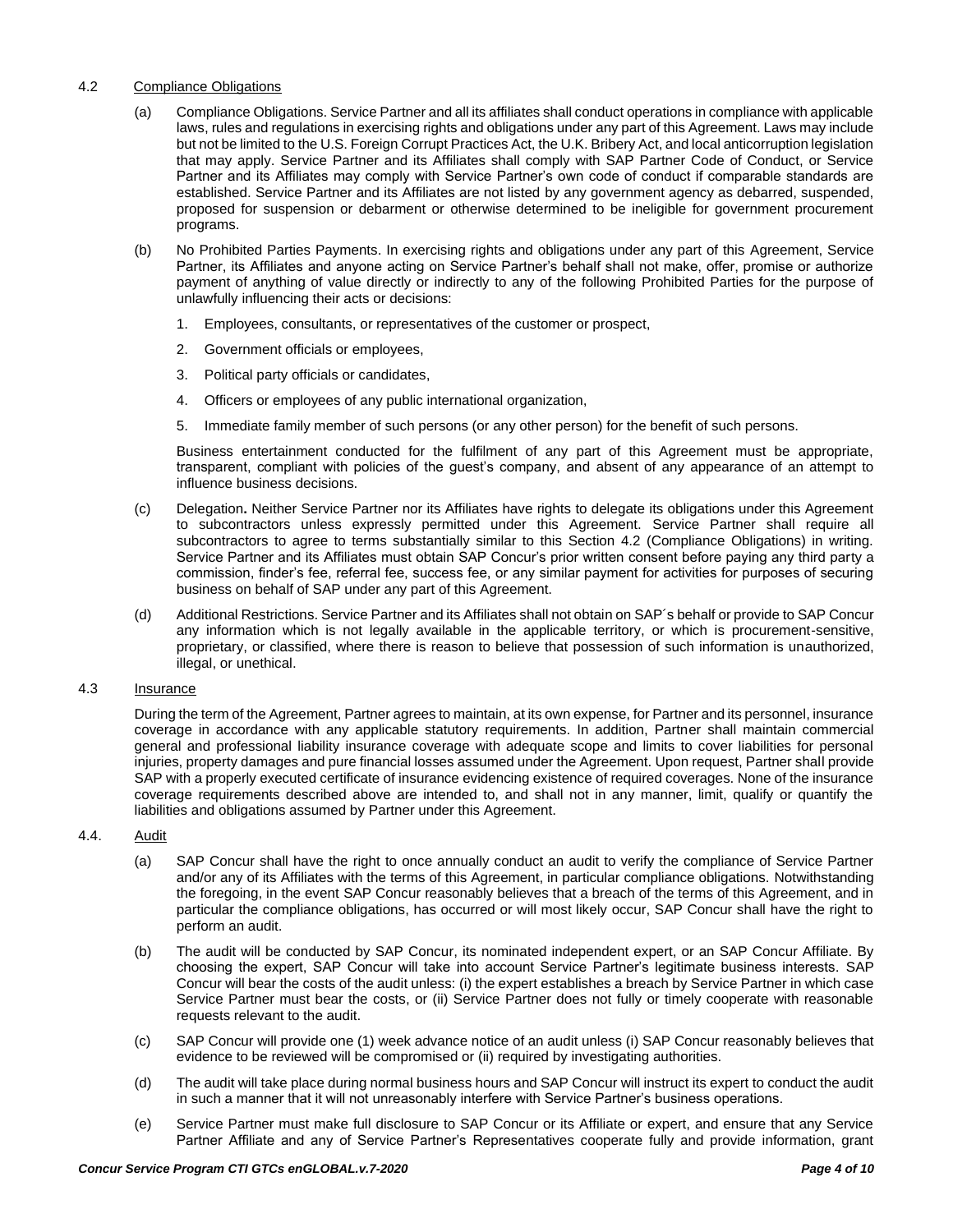4.2 Compliance Obligations

(a) Compliance Obligations. Service Partner and all its affiliates shall conduct operations in compliance with applicable laws, rules and regulations in exercising rights and obligations under any part of this Agreement. Laws may include but not be limited to the U.S. Foreign Corrupt Practices Act, the U.K. Bribery Act, and local anticorruption legislation that may apply. Service Partner and its Affiliates shall comply with SAP Partner Code of Conduct, or Service Partner and its Affiliates may comply with Service Partner's own code of conduct if comparable standards are established. Service Partner and its Affiliates are not listed by any government agency as debarred, suspended, proposed for suspension or debarment or otherwise determined to be ineligible for government procurement programs.

(b) No Prohibited Parties Payments. In exercising rights and obligations under any part of this Agreement, Service Partner, its Affiliates and anyone acting on Service Partner's behalf shall not make, offer, promise or authorize payment of anything of value directly or indirectly to any of the following Prohibited Parties for the purpose of unlawfully influencing their acts or decisions:

1. Employees, consultants, or representatives of the customer or prospect,
2. Government officials or employees,
3. Political party officials or candidates,
4. Officers or employees of any public international organization,
5. Immediate family member of such persons (or any other person) for the benefit of such persons.

Business entertainment conducted for the fulfilment of any part of this Agreement must be appropriate, transparent, compliant with policies of the guest's company, and absent of any appearance of an attempt to influence business decisions.

(c) Delegation**.** Neither Service Partner nor its Affiliates have rights to delegate its obligations under this Agreement to subcontractors unless expressly permitted under this Agreement. Service Partner shall require all subcontractors to agree to terms substantially similar to this Section 4.2 (Compliance Obligations) in writing. Service Partner and its Affiliates must obtain SAP Concur's prior written consent before paying any third party a commission, finder's fee, referral fee, success fee, or any similar payment for activities for purposes of securing business on behalf of SAP under any part of this Agreement.

(d) Additional Restrictions. Service Partner and its Affiliates shall not obtain on SAP´s behalf or provide to SAP Concur any information which is not legally available in the applicable territory, or which is procurement-sensitive, proprietary, or classified, where there is reason to believe that possession of such information is unauthorized, illegal, or unethical.

4.3 Insurance

During the term of the Agreement, Partner agrees to maintain, at its own expense, for Partner and its personnel, insurance coverage in accordance with any applicable statutory requirements. In addition, Partner shall maintain commercial general and professional liability insurance coverage with adequate scope and limits to cover liabilities for personal injuries, property damages and pure financial losses assumed under the Agreement. Upon request, Partner shall provide SAP with a properly executed certificate of insurance evidencing existence of required coverages. None of the insurance coverage requirements described above are intended to, and shall not in any manner, limit, qualify or quantify the liabilities and obligations assumed by Partner under this Agreement.

4.4. Audit

(a) SAP Concur shall have the right to once annually conduct an audit to verify the compliance of Service Partner and/or any of its Affiliates with the terms of this Agreement, in particular compliance obligations. Notwithstanding the foregoing, in the event SAP Concur reasonably believes that a breach of the terms of this Agreement, and in particular the compliance obligations, has occurred or will most likely occur, SAP Concur shall have the right to perform an audit.

(b) The audit will be conducted by SAP Concur, its nominated independent expert, or an SAP Concur Affiliate. By choosing the expert, SAP Concur will take into account Service Partner's legitimate business interests. SAP Concur will bear the costs of the audit unless: (i) the expert establishes a breach by Service Partner in which case Service Partner must bear the costs, or (ii) Service Partner does not fully or timely cooperate with reasonable requests relevant to the audit.

(c) SAP Concur will provide one (1) week advance notice of an audit unless (i) SAP Concur reasonably believes that evidence to be reviewed will be compromised or (ii) required by investigating authorities.

(d) The audit will take place during normal business hours and SAP Concur will instruct its expert to conduct the audit in such a manner that it will not unreasonably interfere with Service Partner's business operations.

(e) Service Partner must make full disclosure to SAP Concur or its Affiliate or expert, and ensure that any Service Partner Affiliate and any of Service Partner's Representatives cooperate fully and provide information, grant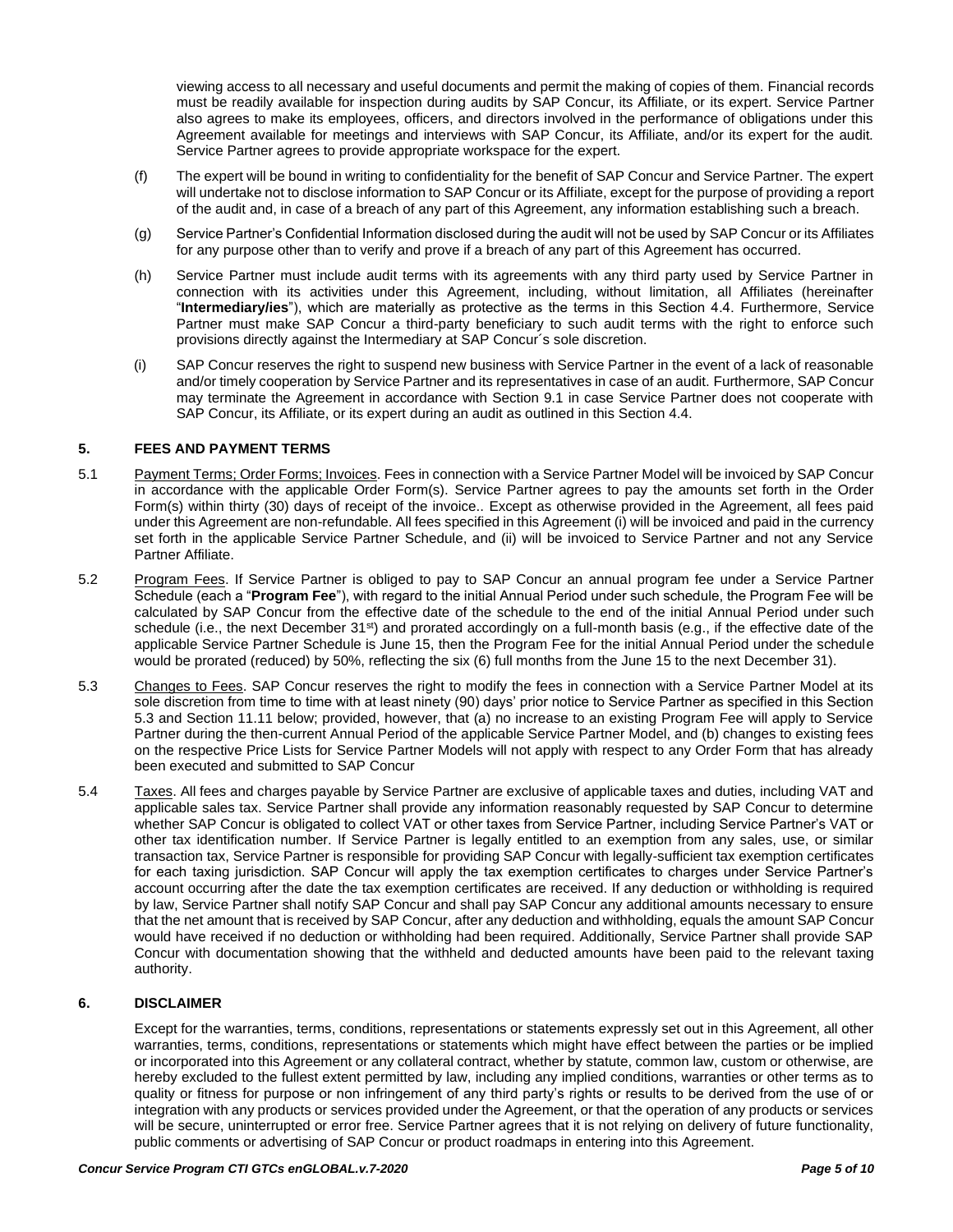viewing access to all necessary and useful documents and permit the making of copies of them. Financial records must be readily available for inspection during audits by SAP Concur, its Affiliate, or its expert. Service Partner also agrees to make its employees, officers, and directors involved in the performance of obligations under this Agreement available for meetings and interviews with SAP Concur, its Affiliate, and/or its expert for the audit. Service Partner agrees to provide appropriate workspace for the expert.

(f) The expert will be bound in writing to confidentiality for the benefit of SAP Concur and Service Partner. The expert will undertake not to disclose information to SAP Concur or its Affiliate, except for the purpose of providing a report of the audit and, in case of a breach of any part of this Agreement, any information establishing such a breach.

(g) Service Partner's Confidential Information disclosed during the audit will not be used by SAP Concur or its Affiliates for any purpose other than to verify and prove if a breach of any part of this Agreement has occurred.

(h) Service Partner must include audit terms with its agreements with any third party used by Service Partner in connection with its activities under this Agreement, including, without limitation, all Affiliates (hereinafter "**Intermediary/ies**"), which are materially as protective as the terms in this Section 4.4. Furthermore, Service Partner must make SAP Concur a third-party beneficiary to such audit terms with the right to enforce such provisions directly against the Intermediary at SAP Concur´s sole discretion.

(i) SAP Concur reserves the right to suspend new business with Service Partner in the event of a lack of reasonable and/or timely cooperation by Service Partner and its representatives in case of an audit. Furthermore, SAP Concur may terminate the Agreement in accordance with Section 9.1 in case Service Partner does not cooperate with SAP Concur, its Affiliate, or its expert during an audit as outlined in this Section 4.4.

## 5. FEES AND PAYMENT TERMS

5.1 Payment Terms; Order Forms; Invoices. Fees in connection with a Service Partner Model will be invoiced by SAP Concur in accordance with the applicable Order Form(s). Service Partner agrees to pay the amounts set forth in the Order Form(s) within thirty (30) days of receipt of the invoice.. Except as otherwise provided in the Agreement, all fees paid under this Agreement are non-refundable. All fees specified in this Agreement (i) will be invoiced and paid in the currency set forth in the applicable Service Partner Schedule, and (ii) will be invoiced to Service Partner and not any Service Partner Affiliate.

5.2 Program Fees. If Service Partner is obliged to pay to SAP Concur an annual program fee under a Service Partner Schedule (each a "**Program Fee**"), with regard to the initial Annual Period under such schedule, the Program Fee will be calculated by SAP Concur from the effective date of the schedule to the end of the initial Annual Period under such schedule (i.e., the next December 31st) and prorated accordingly on a full-month basis (e.g., if the effective date of the applicable Service Partner Schedule is June 15, then the Program Fee for the initial Annual Period under the schedule would be prorated (reduced) by 50%, reflecting the six (6) full months from the June 15 to the next December 31).

5.3 Changes to Fees. SAP Concur reserves the right to modify the fees in connection with a Service Partner Model at its sole discretion from time to time with at least ninety (90) days' prior notice to Service Partner as specified in this Section 5.3 and Section 11.11 below; provided, however, that (a) no increase to an existing Program Fee will apply to Service Partner during the then-current Annual Period of the applicable Service Partner Model, and (b) changes to existing fees on the respective Price Lists for Service Partner Models will not apply with respect to any Order Form that has already been executed and submitted to SAP Concur

5.4 Taxes. All fees and charges payable by Service Partner are exclusive of applicable taxes and duties, including VAT and applicable sales tax. Service Partner shall provide any information reasonably requested by SAP Concur to determine whether SAP Concur is obligated to collect VAT or other taxes from Service Partner, including Service Partner's VAT or other tax identification number. If Service Partner is legally entitled to an exemption from any sales, use, or similar transaction tax, Service Partner is responsible for providing SAP Concur with legally-sufficient tax exemption certificates for each taxing jurisdiction. SAP Concur will apply the tax exemption certificates to charges under Service Partner's account occurring after the date the tax exemption certificates are received. If any deduction or withholding is required by law, Service Partner shall notify SAP Concur and shall pay SAP Concur any additional amounts necessary to ensure that the net amount that is received by SAP Concur, after any deduction and withholding, equals the amount SAP Concur would have received if no deduction or withholding had been required. Additionally, Service Partner shall provide SAP Concur with documentation showing that the withheld and deducted amounts have been paid to the relevant taxing authority.

## 6. DISCLAIMER

Except for the warranties, terms, conditions, representations or statements expressly set out in this Agreement, all other warranties, terms, conditions, representations or statements which might have effect between the parties or be implied or incorporated into this Agreement or any collateral contract, whether by statute, common law, custom or otherwise, are hereby excluded to the fullest extent permitted by law, including any implied conditions, warranties or other terms as to quality or fitness for purpose or non infringement of any third party's rights or results to be derived from the use of or integration with any products or services provided under the Agreement, or that the operation of any products or services will be secure, uninterrupted or error free. Service Partner agrees that it is not relying on delivery of future functionality, public comments or advertising of SAP Concur or product roadmaps in entering into this Agreement.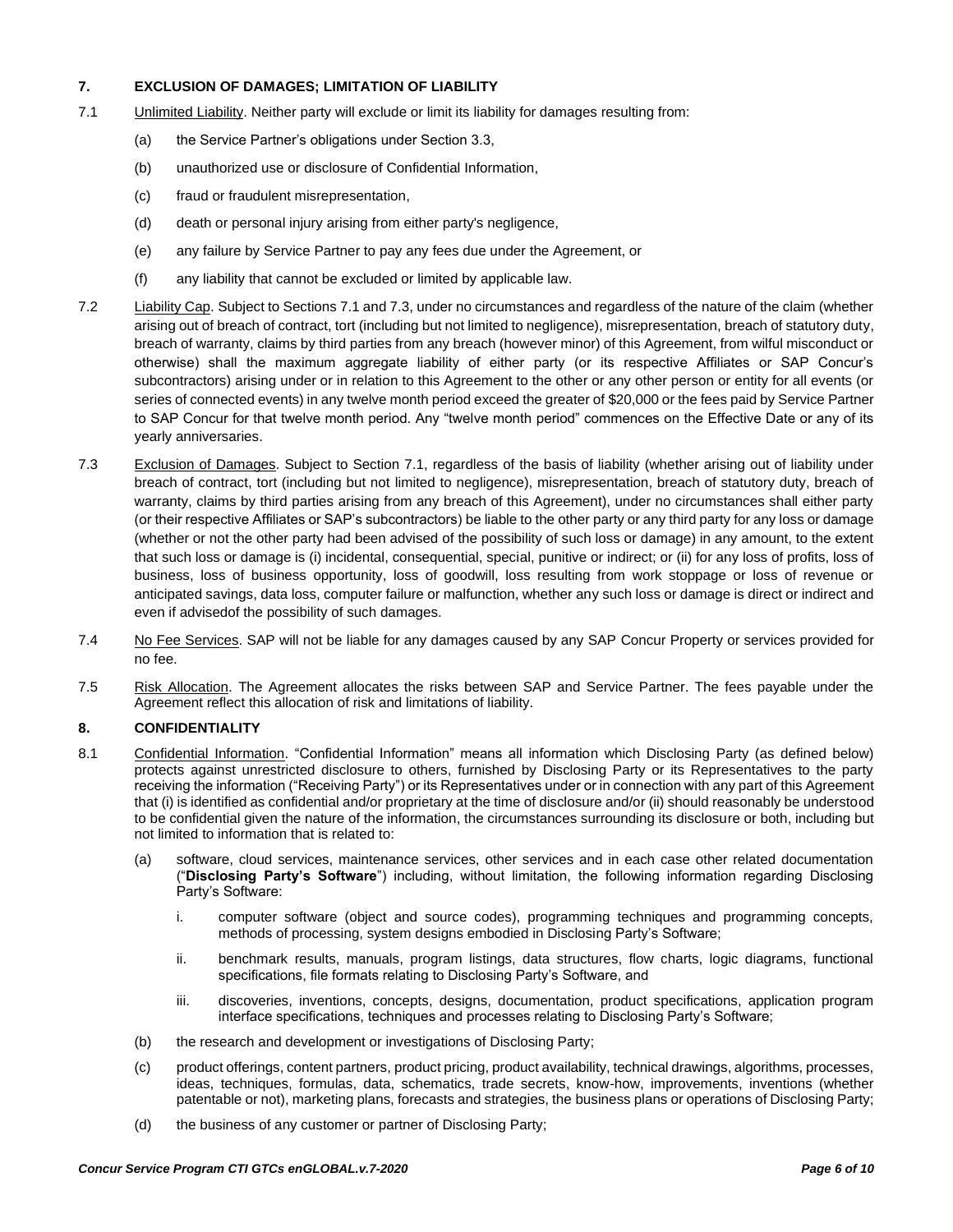## 7. EXCLUSION OF DAMAGES; LIMITATION OF LIABILITY

7.1 Unlimited Liability. Neither party will exclude or limit its liability for damages resulting from:

(a) the Service Partner's obligations under Section 3.3,

(b) unauthorized use or disclosure of Confidential Information,

(c) fraud or fraudulent misrepresentation,

(d) death or personal injury arising from either party's negligence,

(e) any failure by Service Partner to pay any fees due under the Agreement, or

(f) any liability that cannot be excluded or limited by applicable law.

7.2 Liability Cap. Subject to Sections 7.1 and 7.3, under no circumstances and regardless of the nature of the claim (whether arising out of breach of contract, tort (including but not limited to negligence), misrepresentation, breach of statutory duty, breach of warranty, claims by third parties from any breach (however minor) of this Agreement, from wilful misconduct or otherwise) shall the maximum aggregate liability of either party (or its respective Affiliates or SAP Concur's subcontractors) arising under or in relation to this Agreement to the other or any other person or entity for all events (or series of connected events) in any twelve month period exceed the greater of $20,000 or the fees paid by Service Partner to SAP Concur for that twelve month period. Any "twelve month period" commences on the Effective Date or any of its yearly anniversaries.

7.3 Exclusion of Damages. Subject to Section 7.1, regardless of the basis of liability (whether arising out of liability under breach of contract, tort (including but not limited to negligence), misrepresentation, breach of statutory duty, breach of warranty, claims by third parties arising from any breach of this Agreement), under no circumstances shall either party (or their respective Affiliates or SAP's subcontractors) be liable to the other party or any third party for any loss or damage (whether or not the other party had been advised of the possibility of such loss or damage) in any amount, to the extent that such loss or damage is (i) incidental, consequential, special, punitive or indirect; or (ii) for any loss of profits, loss of business, loss of business opportunity, loss of goodwill, loss resulting from work stoppage or loss of revenue or anticipated savings, data loss, computer failure or malfunction, whether any such loss or damage is direct or indirect and even if advisedof the possibility of such damages.

7.4 No Fee Services. SAP will not be liable for any damages caused by any SAP Concur Property or services provided for no fee.

7.5 Risk Allocation. The Agreement allocates the risks between SAP and Service Partner. The fees payable under the Agreement reflect this allocation of risk and limitations of liability.

## 8. CONFIDENTIALITY

8.1 Confidential Information. "Confidential Information" means all information which Disclosing Party (as defined below) protects against unrestricted disclosure to others, furnished by Disclosing Party or its Representatives to the party receiving the information ("Receiving Party") or its Representatives under or in connection with any part of this Agreement that (i) is identified as confidential and/or proprietary at the time of disclosure and/or (ii) should reasonably be understood to be confidential given the nature of the information, the circumstances surrounding its disclosure or both, including but not limited to information that is related to:

(a) software, cloud services, maintenance services, other services and in each case other related documentation ("**Disclosing Party's Software**") including, without limitation, the following information regarding Disclosing Party's Software:

i. computer software (object and source codes), programming techniques and programming concepts, methods of processing, system designs embodied in Disclosing Party's Software;

ii. benchmark results, manuals, program listings, data structures, flow charts, logic diagrams, functional specifications, file formats relating to Disclosing Party's Software, and

iii. discoveries, inventions, concepts, designs, documentation, product specifications, application program interface specifications, techniques and processes relating to Disclosing Party's Software;

(b) the research and development or investigations of Disclosing Party;

(c) product offerings, content partners, product pricing, product availability, technical drawings, algorithms, processes, ideas, techniques, formulas, data, schematics, trade secrets, know-how, improvements, inventions (whether patentable or not), marketing plans, forecasts and strategies, the business plans or operations of Disclosing Party;

(d) the business of any customer or partner of Disclosing Party;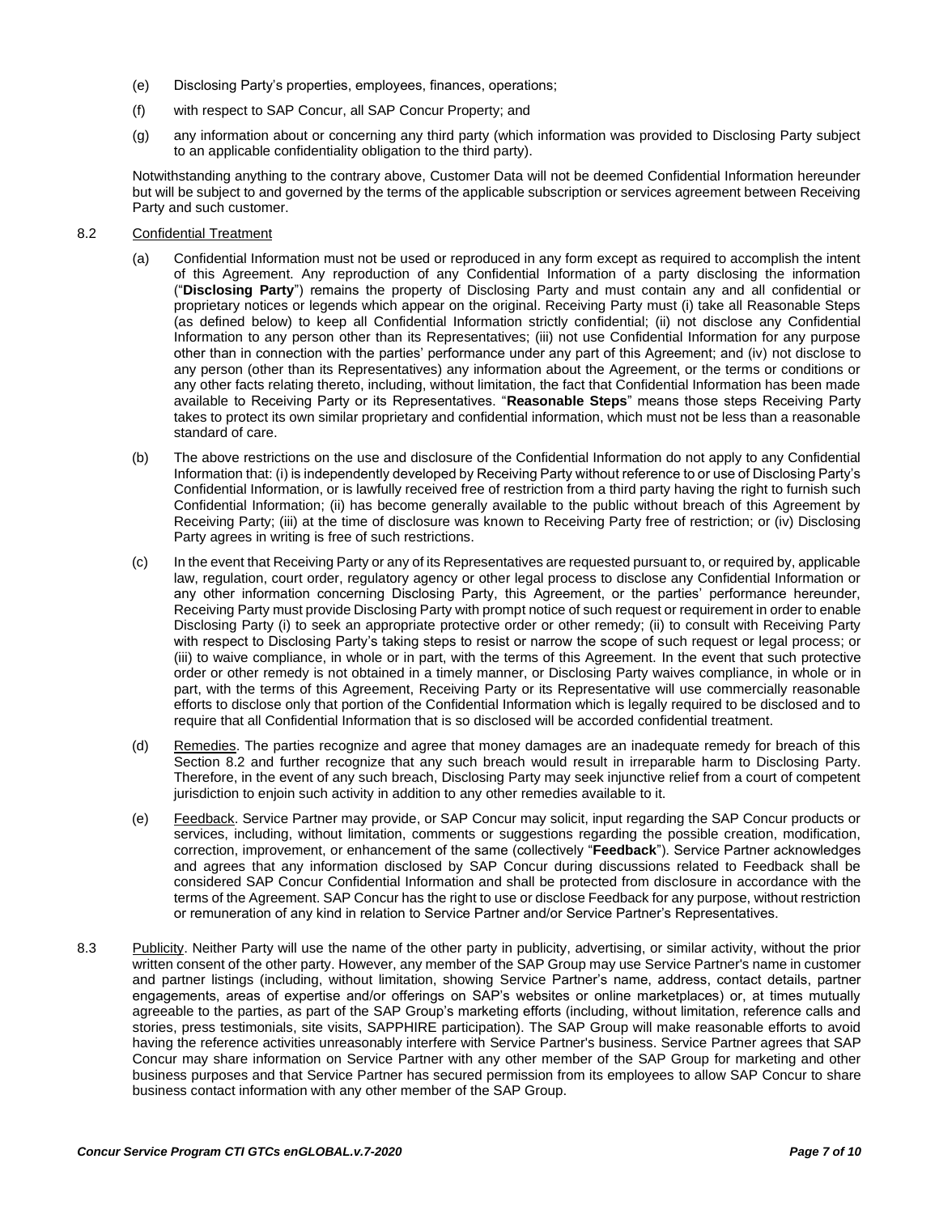(e) Disclosing Party's properties, employees, finances, operations;

(f) with respect to SAP Concur, all SAP Concur Property; and

(g) any information about or concerning any third party (which information was provided to Disclosing Party subject to an applicable confidentiality obligation to the third party).

Notwithstanding anything to the contrary above, Customer Data will not be deemed Confidential Information hereunder but will be subject to and governed by the terms of the applicable subscription or services agreement between Receiving Party and such customer.

8.2 Confidential Treatment

(a) Confidential Information must not be used or reproduced in any form except as required to accomplish the intent of this Agreement. Any reproduction of any Confidential Information of a party disclosing the information ("**Disclosing Party**") remains the property of Disclosing Party and must contain any and all confidential or proprietary notices or legends which appear on the original. Receiving Party must (i) take all Reasonable Steps (as defined below) to keep all Confidential Information strictly confidential; (ii) not disclose any Confidential Information to any person other than its Representatives; (iii) not use Confidential Information for any purpose other than in connection with the parties' performance under any part of this Agreement; and (iv) not disclose to any person (other than its Representatives) any information about the Agreement, or the terms or conditions or any other facts relating thereto, including, without limitation, the fact that Confidential Information has been made available to Receiving Party or its Representatives. "**Reasonable Steps**" means those steps Receiving Party takes to protect its own similar proprietary and confidential information, which must not be less than a reasonable standard of care.

(b) The above restrictions on the use and disclosure of the Confidential Information do not apply to any Confidential Information that: (i) is independently developed by Receiving Party without reference to or use of Disclosing Party's Confidential Information, or is lawfully received free of restriction from a third party having the right to furnish such Confidential Information; (ii) has become generally available to the public without breach of this Agreement by Receiving Party; (iii) at the time of disclosure was known to Receiving Party free of restriction; or (iv) Disclosing Party agrees in writing is free of such restrictions.

(c) In the event that Receiving Party or any of its Representatives are requested pursuant to, or required by, applicable law, regulation, court order, regulatory agency or other legal process to disclose any Confidential Information or any other information concerning Disclosing Party, this Agreement, or the parties' performance hereunder, Receiving Party must provide Disclosing Party with prompt notice of such request or requirement in order to enable Disclosing Party (i) to seek an appropriate protective order or other remedy; (ii) to consult with Receiving Party with respect to Disclosing Party's taking steps to resist or narrow the scope of such request or legal process; or (iii) to waive compliance, in whole or in part, with the terms of this Agreement. In the event that such protective order or other remedy is not obtained in a timely manner, or Disclosing Party waives compliance, in whole or in part, with the terms of this Agreement, Receiving Party or its Representative will use commercially reasonable efforts to disclose only that portion of the Confidential Information which is legally required to be disclosed and to require that all Confidential Information that is so disclosed will be accorded confidential treatment.

(d) Remedies. The parties recognize and agree that money damages are an inadequate remedy for breach of this Section 8.2 and further recognize that any such breach would result in irreparable harm to Disclosing Party. Therefore, in the event of any such breach, Disclosing Party may seek injunctive relief from a court of competent jurisdiction to enjoin such activity in addition to any other remedies available to it.

(e) Feedback. Service Partner may provide, or SAP Concur may solicit, input regarding the SAP Concur products or services, including, without limitation, comments or suggestions regarding the possible creation, modification, correction, improvement, or enhancement of the same (collectively "**Feedback**"). Service Partner acknowledges and agrees that any information disclosed by SAP Concur during discussions related to Feedback shall be considered SAP Concur Confidential Information and shall be protected from disclosure in accordance with the terms of the Agreement. SAP Concur has the right to use or disclose Feedback for any purpose, without restriction or remuneration of any kind in relation to Service Partner and/or Service Partner's Representatives.

8.3 Publicity. Neither Party will use the name of the other party in publicity, advertising, or similar activity, without the prior written consent of the other party. However, any member of the SAP Group may use Service Partner's name in customer and partner listings (including, without limitation, showing Service Partner's name, address, contact details, partner engagements, areas of expertise and/or offerings on SAP's websites or online marketplaces) or, at times mutually agreeable to the parties, as part of the SAP Group's marketing efforts (including, without limitation, reference calls and stories, press testimonials, site visits, SAPPHIRE participation). The SAP Group will make reasonable efforts to avoid having the reference activities unreasonably interfere with Service Partner's business. Service Partner agrees that SAP Concur may share information on Service Partner with any other member of the SAP Group for marketing and other business purposes and that Service Partner has secured permission from its employees to allow SAP Concur to share business contact information with any other member of the SAP Group.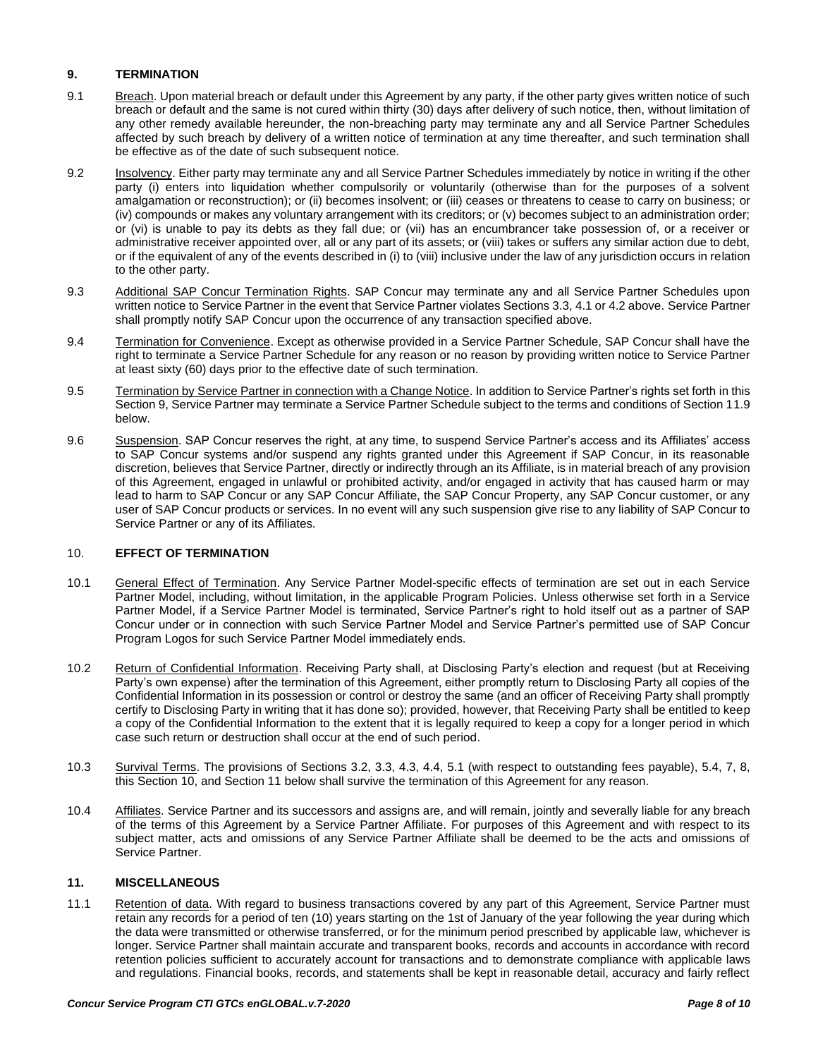## 9. TERMINATION

9.1 Breach. Upon material breach or default under this Agreement by any party, if the other party gives written notice of such breach or default and the same is not cured within thirty (30) days after delivery of such notice, then, without limitation of any other remedy available hereunder, the non-breaching party may terminate any and all Service Partner Schedules affected by such breach by delivery of a written notice of termination at any time thereafter, and such termination shall be effective as of the date of such subsequent notice.

9.2 Insolvency. Either party may terminate any and all Service Partner Schedules immediately by notice in writing if the other party (i) enters into liquidation whether compulsorily or voluntarily (otherwise than for the purposes of a solvent amalgamation or reconstruction); or (ii) becomes insolvent; or (iii) ceases or threatens to cease to carry on business; or (iv) compounds or makes any voluntary arrangement with its creditors; or (v) becomes subject to an administration order; or (vi) is unable to pay its debts as they fall due; or (vii) has an encumbrancer take possession of, or a receiver or administrative receiver appointed over, all or any part of its assets; or (viii) takes or suffers any similar action due to debt, or if the equivalent of any of the events described in (i) to (viii) inclusive under the law of any jurisdiction occurs in relation to the other party.

9.3 Additional SAP Concur Termination Rights. SAP Concur may terminate any and all Service Partner Schedules upon written notice to Service Partner in the event that Service Partner violates Sections 3.3, 4.1 or 4.2 above. Service Partner shall promptly notify SAP Concur upon the occurrence of any transaction specified above.

9.4 Termination for Convenience. Except as otherwise provided in a Service Partner Schedule, SAP Concur shall have the right to terminate a Service Partner Schedule for any reason or no reason by providing written notice to Service Partner at least sixty (60) days prior to the effective date of such termination.

9.5 Termination by Service Partner in connection with a Change Notice. In addition to Service Partner's rights set forth in this Section 9, Service Partner may terminate a Service Partner Schedule subject to the terms and conditions of Section 11.9 below.

9.6 Suspension. SAP Concur reserves the right, at any time, to suspend Service Partner's access and its Affiliates' access to SAP Concur systems and/or suspend any rights granted under this Agreement if SAP Concur, in its reasonable discretion, believes that Service Partner, directly or indirectly through an its Affiliate, is in material breach of any provision of this Agreement, engaged in unlawful or prohibited activity, and/or engaged in activity that has caused harm or may lead to harm to SAP Concur or any SAP Concur Affiliate, the SAP Concur Property, any SAP Concur customer, or any user of SAP Concur products or services. In no event will any such suspension give rise to any liability of SAP Concur to Service Partner or any of its Affiliates.

## 10. EFFECT OF TERMINATION

10.1 General Effect of Termination. Any Service Partner Model-specific effects of termination are set out in each Service Partner Model, including, without limitation, in the applicable Program Policies. Unless otherwise set forth in a Service Partner Model, if a Service Partner Model is terminated, Service Partner's right to hold itself out as a partner of SAP Concur under or in connection with such Service Partner Model and Service Partner's permitted use of SAP Concur Program Logos for such Service Partner Model immediately ends.

10.2 Return of Confidential Information. Receiving Party shall, at Disclosing Party's election and request (but at Receiving Party's own expense) after the termination of this Agreement, either promptly return to Disclosing Party all copies of the Confidential Information in its possession or control or destroy the same (and an officer of Receiving Party shall promptly certify to Disclosing Party in writing that it has done so); provided, however, that Receiving Party shall be entitled to keep a copy of the Confidential Information to the extent that it is legally required to keep a copy for a longer period in which case such return or destruction shall occur at the end of such period.

10.3 Survival Terms. The provisions of Sections 3.2, 3.3, 4.3, 4.4, 5.1 (with respect to outstanding fees payable), 5.4, 7, 8, this Section 10, and Section 11 below shall survive the termination of this Agreement for any reason.

10.4 Affiliates. Service Partner and its successors and assigns are, and will remain, jointly and severally liable for any breach of the terms of this Agreement by a Service Partner Affiliate. For purposes of this Agreement and with respect to its subject matter, acts and omissions of any Service Partner Affiliate shall be deemed to be the acts and omissions of Service Partner.

## 11. MISCELLANEOUS

11.1 Retention of data. With regard to business transactions covered by any part of this Agreement, Service Partner must retain any records for a period of ten (10) years starting on the 1st of January of the year following the year during which the data were transmitted or otherwise transferred, or for the minimum period prescribed by applicable law, whichever is longer. Service Partner shall maintain accurate and transparent books, records and accounts in accordance with record retention policies sufficient to accurately account for transactions and to demonstrate compliance with applicable laws and regulations. Financial books, records, and statements shall be kept in reasonable detail, accuracy and fairly reflect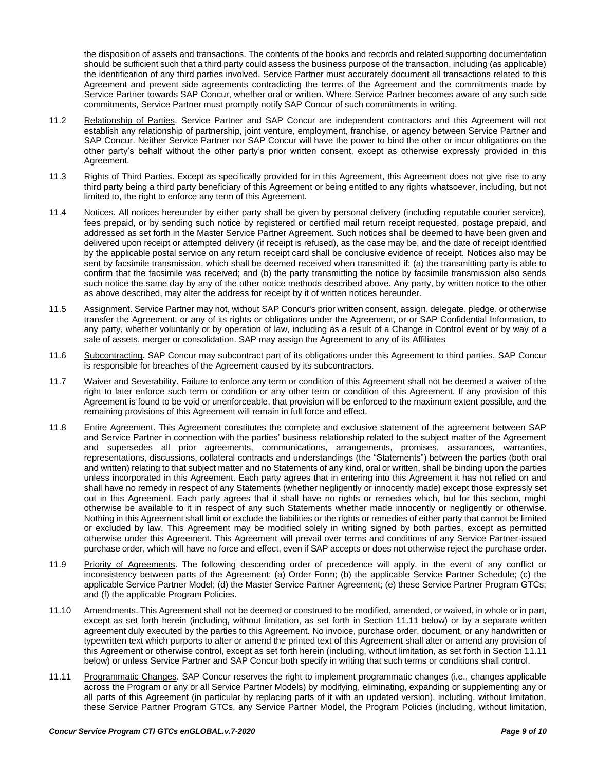the disposition of assets and transactions. The contents of the books and records and related supporting documentation should be sufficient such that a third party could assess the business purpose of the transaction, including (as applicable) the identification of any third parties involved. Service Partner must accurately document all transactions related to this Agreement and prevent side agreements contradicting the terms of the Agreement and the commitments made by Service Partner towards SAP Concur, whether oral or written. Where Service Partner becomes aware of any such side commitments, Service Partner must promptly notify SAP Concur of such commitments in writing.

11.2 Relationship of Parties. Service Partner and SAP Concur are independent contractors and this Agreement will not establish any relationship of partnership, joint venture, employment, franchise, or agency between Service Partner and SAP Concur. Neither Service Partner nor SAP Concur will have the power to bind the other or incur obligations on the other party's behalf without the other party's prior written consent, except as otherwise expressly provided in this Agreement.

11.3 Rights of Third Parties. Except as specifically provided for in this Agreement, this Agreement does not give rise to any third party being a third party beneficiary of this Agreement or being entitled to any rights whatsoever, including, but not limited to, the right to enforce any term of this Agreement.

11.4 Notices. All notices hereunder by either party shall be given by personal delivery (including reputable courier service), fees prepaid, or by sending such notice by registered or certified mail return receipt requested, postage prepaid, and addressed as set forth in the Master Service Partner Agreement. Such notices shall be deemed to have been given and delivered upon receipt or attempted delivery (if receipt is refused), as the case may be, and the date of receipt identified by the applicable postal service on any return receipt card shall be conclusive evidence of receipt. Notices also may be sent by facsimile transmission, which shall be deemed received when transmitted if: (a) the transmitting party is able to confirm that the facsimile was received; and (b) the party transmitting the notice by facsimile transmission also sends such notice the same day by any of the other notice methods described above. Any party, by written notice to the other as above described, may alter the address for receipt by it of written notices hereunder.

11.5 Assignment. Service Partner may not, without SAP Concur's prior written consent, assign, delegate, pledge, or otherwise transfer the Agreement, or any of its rights or obligations under the Agreement, or or SAP Confidential Information, to any party, whether voluntarily or by operation of law, including as a result of a Change in Control event or by way of a sale of assets, merger or consolidation. SAP may assign the Agreement to any of its Affiliates

11.6 Subcontracting. SAP Concur may subcontract part of its obligations under this Agreement to third parties. SAP Concur is responsible for breaches of the Agreement caused by its subcontractors.

11.7 Waiver and Severability. Failure to enforce any term or condition of this Agreement shall not be deemed a waiver of the right to later enforce such term or condition or any other term or condition of this Agreement. If any provision of this Agreement is found to be void or unenforceable, that provision will be enforced to the maximum extent possible, and the remaining provisions of this Agreement will remain in full force and effect.

11.8 Entire Agreement. This Agreement constitutes the complete and exclusive statement of the agreement between SAP and Service Partner in connection with the parties' business relationship related to the subject matter of the Agreement and supersedes all prior agreements, communications, arrangements, promises, assurances, warranties, representations, discussions, collateral contracts and understandings (the "Statements") between the parties (both oral and written) relating to that subject matter and no Statements of any kind, oral or written, shall be binding upon the parties unless incorporated in this Agreement. Each party agrees that in entering into this Agreement it has not relied on and shall have no remedy in respect of any Statements (whether negligently or innocently made) except those expressly set out in this Agreement. Each party agrees that it shall have no rights or remedies which, but for this section, might otherwise be available to it in respect of any such Statements whether made innocently or negligently or otherwise. Nothing in this Agreement shall limit or exclude the liabilities or the rights or remedies of either party that cannot be limited or excluded by law. This Agreement may be modified solely in writing signed by both parties, except as permitted otherwise under this Agreement. This Agreement will prevail over terms and conditions of any Service Partner-issued purchase order, which will have no force and effect, even if SAP accepts or does not otherwise reject the purchase order.

11.9 Priority of Agreements. The following descending order of precedence will apply, in the event of any conflict or inconsistency between parts of the Agreement: (a) Order Form; (b) the applicable Service Partner Schedule; (c) the applicable Service Partner Model; (d) the Master Service Partner Agreement; (e) these Service Partner Program GTCs; and (f) the applicable Program Policies.

11.10 Amendments. This Agreement shall not be deemed or construed to be modified, amended, or waived, in whole or in part, except as set forth herein (including, without limitation, as set forth in Section 11.11 below) or by a separate written agreement duly executed by the parties to this Agreement. No invoice, purchase order, document, or any handwritten or typewritten text which purports to alter or amend the printed text of this Agreement shall alter or amend any provision of this Agreement or otherwise control, except as set forth herein (including, without limitation, as set forth in Section 11.11 below) or unless Service Partner and SAP Concur both specify in writing that such terms or conditions shall control.

11.11 Programmatic Changes. SAP Concur reserves the right to implement programmatic changes (i.e., changes applicable across the Program or any or all Service Partner Models) by modifying, eliminating, expanding or supplementing any or all parts of this Agreement (in particular by replacing parts of it with an updated version), including, without limitation, these Service Partner Program GTCs, any Service Partner Model, the Program Policies (including, without limitation,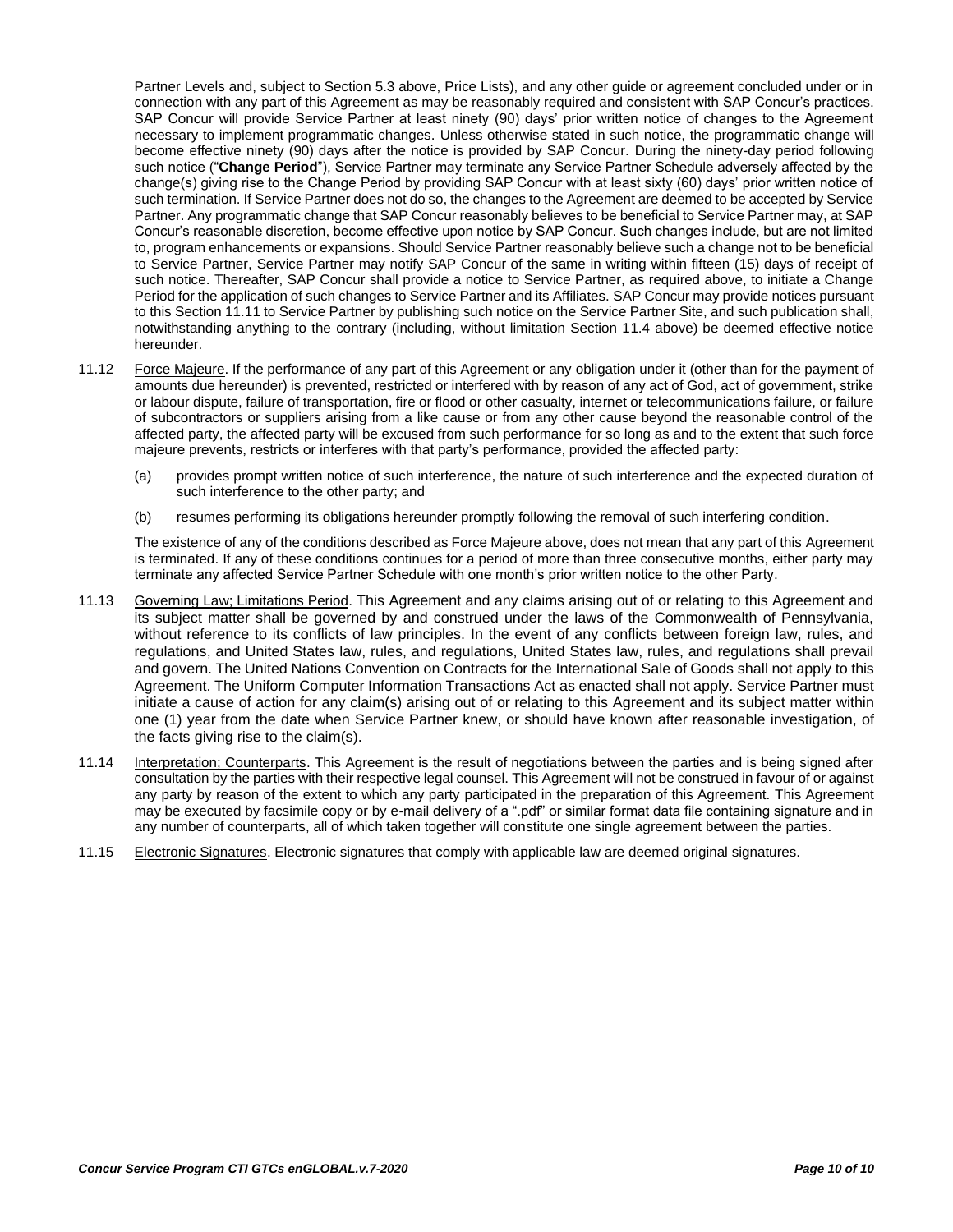Partner Levels and, subject to Section 5.3 above, Price Lists), and any other guide or agreement concluded under or in connection with any part of this Agreement as may be reasonably required and consistent with SAP Concur's practices. SAP Concur will provide Service Partner at least ninety (90) days' prior written notice of changes to the Agreement necessary to implement programmatic changes. Unless otherwise stated in such notice, the programmatic change will become effective ninety (90) days after the notice is provided by SAP Concur. During the ninety-day period following such notice ("**Change Period**"), Service Partner may terminate any Service Partner Schedule adversely affected by the change(s) giving rise to the Change Period by providing SAP Concur with at least sixty (60) days' prior written notice of such termination. If Service Partner does not do so, the changes to the Agreement are deemed to be accepted by Service Partner. Any programmatic change that SAP Concur reasonably believes to be beneficial to Service Partner may, at SAP Concur's reasonable discretion, become effective upon notice by SAP Concur. Such changes include, but are not limited to, program enhancements or expansions. Should Service Partner reasonably believe such a change not to be beneficial to Service Partner, Service Partner may notify SAP Concur of the same in writing within fifteen (15) days of receipt of such notice. Thereafter, SAP Concur shall provide a notice to Service Partner, as required above, to initiate a Change Period for the application of such changes to Service Partner and its Affiliates. SAP Concur may provide notices pursuant to this Section 11.11 to Service Partner by publishing such notice on the Service Partner Site, and such publication shall, notwithstanding anything to the contrary (including, without limitation Section 11.4 above) be deemed effective notice hereunder.

11.12 Force Majeure. If the performance of any part of this Agreement or any obligation under it (other than for the payment of amounts due hereunder) is prevented, restricted or interfered with by reason of any act of God, act of government, strike or labour dispute, failure of transportation, fire or flood or other casualty, internet or telecommunications failure, or failure of subcontractors or suppliers arising from a like cause or from any other cause beyond the reasonable control of the affected party, the affected party will be excused from such performance for so long as and to the extent that such force majeure prevents, restricts or interferes with that party's performance, provided the affected party:

(a) provides prompt written notice of such interference, the nature of such interference and the expected duration of such interference to the other party; and

(b) resumes performing its obligations hereunder promptly following the removal of such interfering condition.

The existence of any of the conditions described as Force Majeure above, does not mean that any part of this Agreement is terminated. If any of these conditions continues for a period of more than three consecutive months, either party may terminate any affected Service Partner Schedule with one month's prior written notice to the other Party.

11.13 Governing Law; Limitations Period. This Agreement and any claims arising out of or relating to this Agreement and its subject matter shall be governed by and construed under the laws of the Commonwealth of Pennsylvania, without reference to its conflicts of law principles. In the event of any conflicts between foreign law, rules, and regulations, and United States law, rules, and regulations, United States law, rules, and regulations shall prevail and govern. The United Nations Convention on Contracts for the International Sale of Goods shall not apply to this Agreement. The Uniform Computer Information Transactions Act as enacted shall not apply. Service Partner must initiate a cause of action for any claim(s) arising out of or relating to this Agreement and its subject matter within one (1) year from the date when Service Partner knew, or should have known after reasonable investigation, of the facts giving rise to the claim(s).

11.14 Interpretation; Counterparts. This Agreement is the result of negotiations between the parties and is being signed after consultation by the parties with their respective legal counsel. This Agreement will not be construed in favour of or against any party by reason of the extent to which any party participated in the preparation of this Agreement. This Agreement may be executed by facsimile copy or by e-mail delivery of a ".pdf" or similar format data file containing signature and in any number of counterparts, all of which taken together will constitute one single agreement between the parties.

11.15 Electronic Signatures. Electronic signatures that comply with applicable law are deemed original signatures.